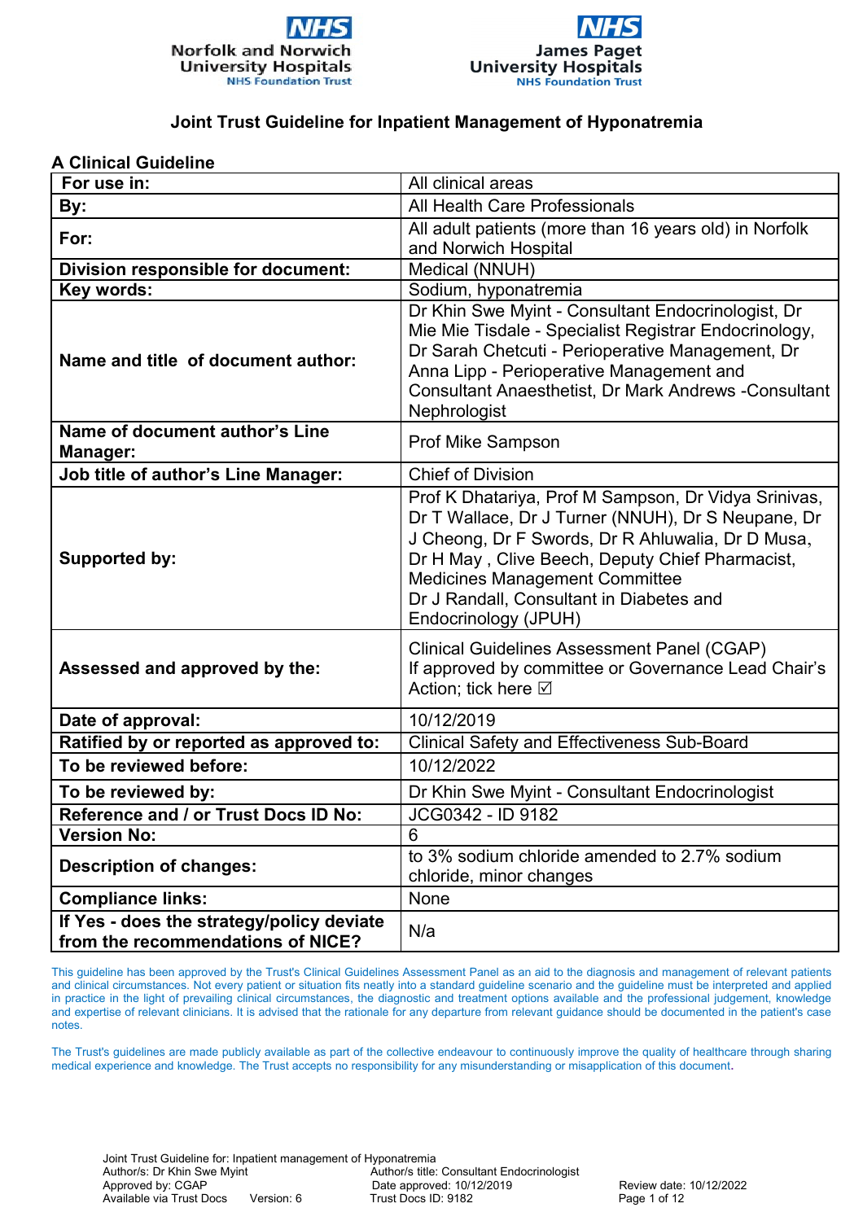Norfolk and Norwich University Hospitals NHS Foundation Trust

James Paget University Hospitals NHS Foundation Trust

# Joint Trust Guideline for Inpatient Management of Hyponatremia

## A Clinical Guideline

| **For use in:** | All clinical areas |
|---|---|
| **By:** | All Health Care Professionals |
| **For:** | All adult patients (more than 16 years old) in Norfolk and Norwich Hospital |
| **Division responsible for document:** | Medical (NNUH) |
| **Key words:** | Sodium, hyponatremia |
| **Name and title of document author:** | Dr Khin Swe Myint - Consultant Endocrinologist, Dr Mie Mie Tisdale - Specialist Registrar Endocrinology, Dr Sarah Chetcuti - Perioperative Management, Dr Anna Lipp - Perioperative Management and Consultant Anaesthetist, Dr Mark Andrews -Consultant Nephrologist |
| **Name of document author's Line Manager:** | Prof Mike Sampson |
| **Job title of author's Line Manager:** | Chief of Division |
| **Supported by:** | Prof K Dhatariya, Prof M Sampson, Dr Vidya Srinivas, Dr T Wallace, Dr J Turner (NNUH), Dr S Neupane, Dr J Cheong, Dr F Swords, Dr R Ahluwalia, Dr D Musa, Dr H May , Clive Beech, Deputy Chief Pharmacist, Medicines Management Committee<br>Dr J Randall, Consultant in Diabetes and Endocrinology (JPUH) |
| **Assessed and approved by the:** | Clinical Guidelines Assessment Panel (CGAP)<br>If approved by committee or Governance Lead Chair's Action; tick here ☑ |
| **Date of approval:** | 10/12/2019 |
| **Ratified by or reported as approved to:** | Clinical Safety and Effectiveness Sub-Board |
| **To be reviewed before:** | 10/12/2022 |
| **To be reviewed by:** | Dr Khin Swe Myint - Consultant Endocrinologist |
| **Reference and / or Trust Docs ID No:** | JCG0342 - ID 9182 |
| **Version No:** | 6 |
| **Description of changes:** | to 3% sodium chloride amended to 2.7% sodium chloride, minor changes |
| **Compliance links:** | None |
| **If Yes - does the strategy/policy deviate from the recommendations of NICE?** | N/a |

This guideline has been approved by the Trust's Clinical Guidelines Assessment Panel as an aid to the diagnosis and management of relevant patients and clinical circumstances. Not every patient or situation fits neatly into a standard guideline scenario and the guideline must be interpreted and applied in practice in the light of prevailing clinical circumstances, the diagnostic and treatment options available and the professional judgement, knowledge and expertise of relevant clinicians. It is advised that the rationale for any departure from relevant guidance should be documented in the patient's case notes.

The Trust's guidelines are made publicly available as part of the collective endeavour to continuously improve the quality of healthcare through sharing medical experience and knowledge. The Trust accepts no responsibility for any misunderstanding or misapplication of this document.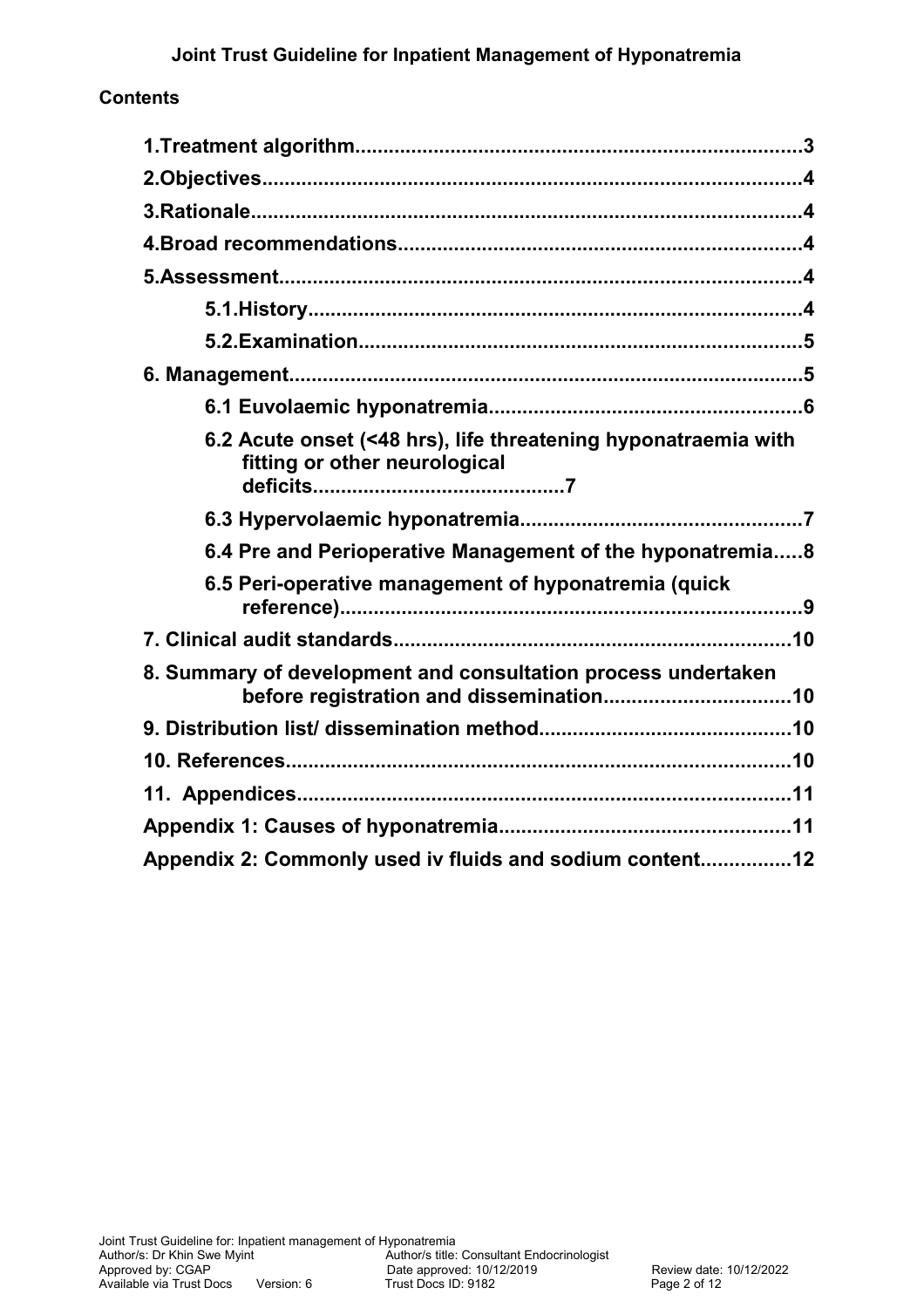**Joint Trust Guideline for Inpatient Management of Hyponatremia**

**Contents**

- **1.Treatment algorithm....3**
- **2.Objectives....4**
- **3.Rationale....4**
- **4.Broad recommendations....4**
- **5.Assessment....4**
  - **5.1.History....4**
  - **5.2.Examination....5**
- **6. Management....5**
  - **6.1 Euvolaemic hyponatremia....6**
  - **6.2 Acute onset (<48 hrs), life threatening hyponatraemia with fitting or other neurological deficits....7**
  - **6.3 Hypervolaemic hyponatremia....7**
  - **6.4 Pre and Perioperative Management of the hyponatremia....8**
  - **6.5 Peri-operative management of hyponatremia (quick reference)....9**
- **7. Clinical audit standards....10**
- **8. Summary of development and consultation process undertaken before registration and dissemination....10**
- **9. Distribution list/ dissemination method....10**
- **10. References....10**
- **11. Appendices....11**
- **Appendix 1: Causes of hyponatremia....11**
- **Appendix 2: Commonly used iv fluids and sodium content....12**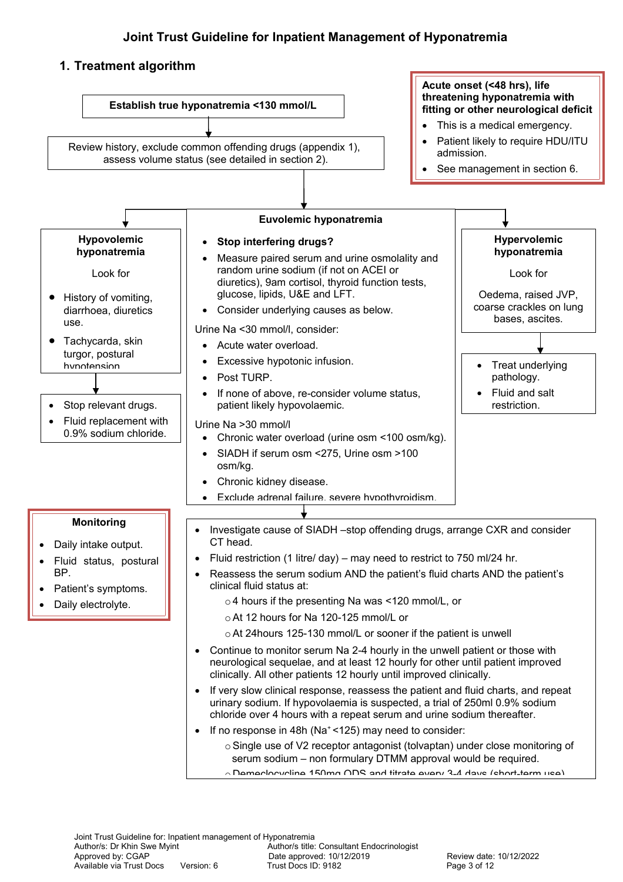## Joint Trust Guideline for Inpatient Management of Hyponatremia

### 1. Treatment algorithm

**Establish true hyponatremia <130 mmol/L**

Review history, exclude common offending drugs (appendix 1), assess volume status (see detailed in section 2).

**Acute onset (<48 hrs), life threatening hyponatremia with fitting or other neurological deficit**

- This is a medical emergency.
- Patient likely to require HDU/ITU admission.
- See management in section 6.

**Hypovolemic hyponatremia**

Look for

- History of vomiting, diarrhoea, diuretics use.
- Tachycarda, skin turgor, postural hypotension

Then:

- Stop relevant drugs.
- Fluid replacement with 0.9% sodium chloride.

**Euvolemic hyponatremia**

- **Stop interfering drugs?**
- Measure paired serum and urine osmolality and random urine sodium (if not on ACEI or diuretics), 9am cortisol, thyroid function tests, glucose, lipids, U&E and LFT.
- Consider underlying causes as below.

Urine Na <30 mmol/l, consider:

- Acute water overload.
- Excessive hypotonic infusion.
- Post TURP.
- If none of above, re-consider volume status, patient likely hypovolaemic.

Urine Na >30 mmol/l

- Chronic water overload (urine osm <100 osm/kg).
- SIADH if serum osm <275, Urine osm >100 osm/kg.
- Chronic kidney disease.
- Exclude adrenal failure, severe hypothyroidism.

Then:

- Investigate cause of SIADH –stop offending drugs, arrange CXR and consider CT head.
- Fluid restriction (1 litre/ day) – may need to restrict to 750 ml/24 hr.
- Reassess the serum sodium AND the patient's fluid charts AND the patient's clinical fluid status at:
  - 4 hours if the presenting Na was <120 mmol/L, or
  - At 12 hours for Na 120-125 mmol/L or
  - At 24hours 125-130 mmol/L or sooner if the patient is unwell
- Continue to monitor serum Na 2-4 hourly in the unwell patient or those with neurological sequelae, and at least 12 hourly for other until patient improved clinically. All other patients 12 hourly until improved clinically.
- If very slow clinical response, reassess the patient and fluid charts, and repeat urinary sodium. If hypovolaemia is suspected, a trial of 250ml 0.9% sodium chloride over 4 hours with a repeat serum and urine sodium thereafter.
- If no response in 48h ($Na^+$ <125) may need to consider:
  - Single use of V2 receptor antagonist (tolvaptan) under close monitoring of serum sodium – non formulary DTMM approval would be required.
  - Demeclocycline 150mg QDS and titrate every 3-4 days (short-term use)

**Hypervolemic hyponatremia**

Look for

Oedema, raised JVP, coarse crackles on lung bases, ascites.

Then:

- Treat underlying pathology.
- Fluid and salt restriction.

**Monitoring**

- Daily intake output.
- Fluid status, postural BP.
- Patient's symptoms.
- Daily electrolyte.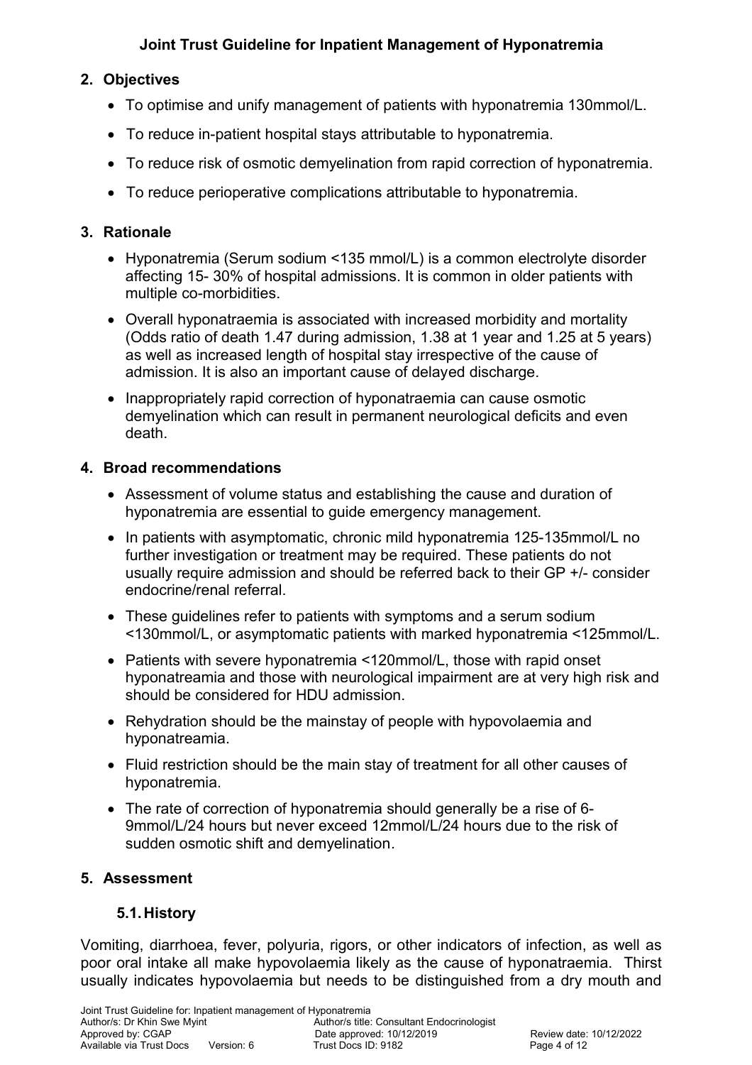## 2. Objectives

- To optimise and unify management of patients with hyponatremia 130mmol/L.
- To reduce in-patient hospital stays attributable to hyponatremia.
- To reduce risk of osmotic demyelination from rapid correction of hyponatremia.
- To reduce perioperative complications attributable to hyponatremia.

## 3. Rationale

- Hyponatremia (Serum sodium <135 mmol/L) is a common electrolyte disorder affecting 15- 30% of hospital admissions. It is common in older patients with multiple co-morbidities.
- Overall hyponatraemia is associated with increased morbidity and mortality (Odds ratio of death 1.47 during admission, 1.38 at 1 year and 1.25 at 5 years) as well as increased length of hospital stay irrespective of the cause of admission. It is also an important cause of delayed discharge.
- Inappropriately rapid correction of hyponatraemia can cause osmotic demyelination which can result in permanent neurological deficits and even death.

## 4. Broad recommendations

- Assessment of volume status and establishing the cause and duration of hyponatremia are essential to guide emergency management.
- In patients with asymptomatic, chronic mild hyponatremia 125-135mmol/L no further investigation or treatment may be required. These patients do not usually require admission and should be referred back to their GP +/- consider endocrine/renal referral.
- These guidelines refer to patients with symptoms and a serum sodium <130mmol/L, or asymptomatic patients with marked hyponatremia <125mmol/L.
- Patients with severe hyponatremia <120mmol/L, those with rapid onset hyponatreamia and those with neurological impairment are at very high risk and should be considered for HDU admission.
- Rehydration should be the mainstay of people with hypovolaemia and hyponatreamia.
- Fluid restriction should be the main stay of treatment for all other causes of hyponatremia.
- The rate of correction of hyponatremia should generally be a rise of 6-9mmol/L/24 hours but never exceed 12mmol/L/24 hours due to the risk of sudden osmotic shift and demyelination.

## 5. Assessment

### 5.1. History

Vomiting, diarrhoea, fever, polyuria, rigors, or other indicators of infection, as well as poor oral intake all make hypovolaemia likely as the cause of hyponatraemia. Thirst usually indicates hypovolaemia but needs to be distinguished from a dry mouth and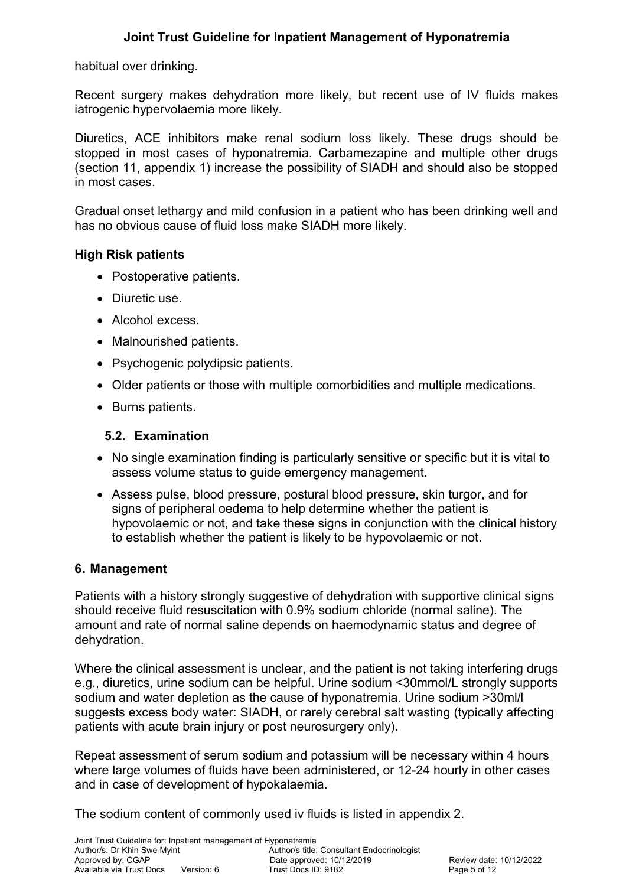habitual over drinking.

Recent surgery makes dehydration more likely, but recent use of IV fluids makes iatrogenic hypervolaemia more likely.

Diuretics, ACE inhibitors make renal sodium loss likely. These drugs should be stopped in most cases of hyponatremia. Carbamezapine and multiple other drugs (section 11, appendix 1) increase the possibility of SIADH and should also be stopped in most cases.

Gradual onset lethargy and mild confusion in a patient who has been drinking well and has no obvious cause of fluid loss make SIADH more likely.

**High Risk patients**

- Postoperative patients.
- Diuretic use.
- Alcohol excess.
- Malnourished patients.
- Psychogenic polydipsic patients.
- Older patients or those with multiple comorbidities and multiple medications.
- Burns patients.

### 5.2. Examination

- No single examination finding is particularly sensitive or specific but it is vital to assess volume status to guide emergency management.
- Assess pulse, blood pressure, postural blood pressure, skin turgor, and for signs of peripheral oedema to help determine whether the patient is hypovolaemic or not, and take these signs in conjunction with the clinical history to establish whether the patient is likely to be hypovolaemic or not.

## 6. Management

Patients with a history strongly suggestive of dehydration with supportive clinical signs should receive fluid resuscitation with 0.9% sodium chloride (normal saline). The amount and rate of normal saline depends on haemodynamic status and degree of dehydration.

Where the clinical assessment is unclear, and the patient is not taking interfering drugs e.g., diuretics, urine sodium can be helpful. Urine sodium <30mmol/L strongly supports sodium and water depletion as the cause of hyponatremia. Urine sodium >30ml/l suggests excess body water: SIADH, or rarely cerebral salt wasting (typically affecting patients with acute brain injury or post neurosurgery only).

Repeat assessment of serum sodium and potassium will be necessary within 4 hours where large volumes of fluids have been administered, or 12-24 hourly in other cases and in case of development of hypokalaemia.

The sodium content of commonly used iv fluids is listed in appendix 2.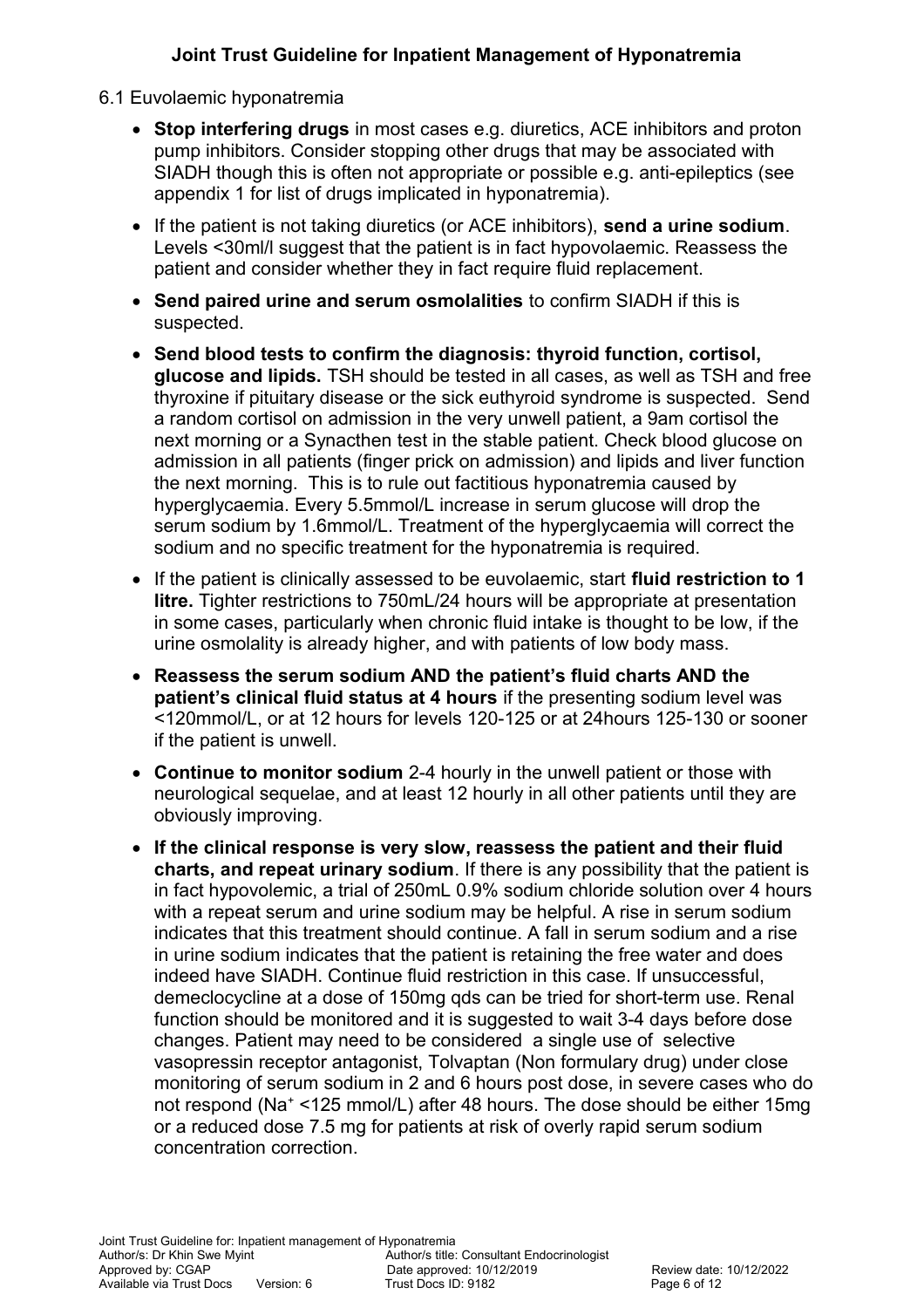6.1 Euvolaemic hyponatremia

- **Stop interfering drugs** in most cases e.g. diuretics, ACE inhibitors and proton pump inhibitors. Consider stopping other drugs that may be associated with SIADH though this is often not appropriate or possible e.g. anti-epileptics (see appendix 1 for list of drugs implicated in hyponatremia).
- If the patient is not taking diuretics (or ACE inhibitors), **send a urine sodium**. Levels <30ml/l suggest that the patient is in fact hypovolaemic. Reassess the patient and consider whether they in fact require fluid replacement.
- **Send paired urine and serum osmolalities** to confirm SIADH if this is suspected.
- **Send blood tests to confirm the diagnosis: thyroid function, cortisol, glucose and lipids.** TSH should be tested in all cases, as well as TSH and free thyroxine if pituitary disease or the sick euthyroid syndrome is suspected. Send a random cortisol on admission in the very unwell patient, a 9am cortisol the next morning or a Synacthen test in the stable patient. Check blood glucose on admission in all patients (finger prick on admission) and lipids and liver function the next morning. This is to rule out factitious hyponatremia caused by hyperglycaemia. Every 5.5mmol/L increase in serum glucose will drop the serum sodium by 1.6mmol/L. Treatment of the hyperglycaemia will correct the sodium and no specific treatment for the hyponatremia is required.
- If the patient is clinically assessed to be euvolaemic, start **fluid restriction to 1 litre.** Tighter restrictions to 750mL/24 hours will be appropriate at presentation in some cases, particularly when chronic fluid intake is thought to be low, if the urine osmolality is already higher, and with patients of low body mass.
- **Reassess the serum sodium AND the patient's fluid charts AND the patient's clinical fluid status at 4 hours** if the presenting sodium level was <120mmol/L, or at 12 hours for levels 120-125 or at 24hours 125-130 or sooner if the patient is unwell.
- **Continue to monitor sodium** 2-4 hourly in the unwell patient or those with neurological sequelae, and at least 12 hourly in all other patients until they are obviously improving.
- **If the clinical response is very slow, reassess the patient and their fluid charts, and repeat urinary sodium**. If there is any possibility that the patient is in fact hypovolemic, a trial of 250mL 0.9% sodium chloride solution over 4 hours with a repeat serum and urine sodium may be helpful. A rise in serum sodium indicates that this treatment should continue. A fall in serum sodium and a rise in urine sodium indicates that the patient is retaining the free water and does indeed have SIADH. Continue fluid restriction in this case. If unsuccessful, demeclocycline at a dose of 150mg qds can be tried for short-term use. Renal function should be monitored and it is suggested to wait 3-4 days before dose changes. Patient may need to be considered a single use of selective vasopressin receptor antagonist, Tolvaptan (Non formulary drug) under close monitoring of serum sodium in 2 and 6 hours post dose, in severe cases who do not respond ($Na^+$ <125 mmol/L) after 48 hours. The dose should be either 15mg or a reduced dose 7.5 mg for patients at risk of overly rapid serum sodium concentration correction.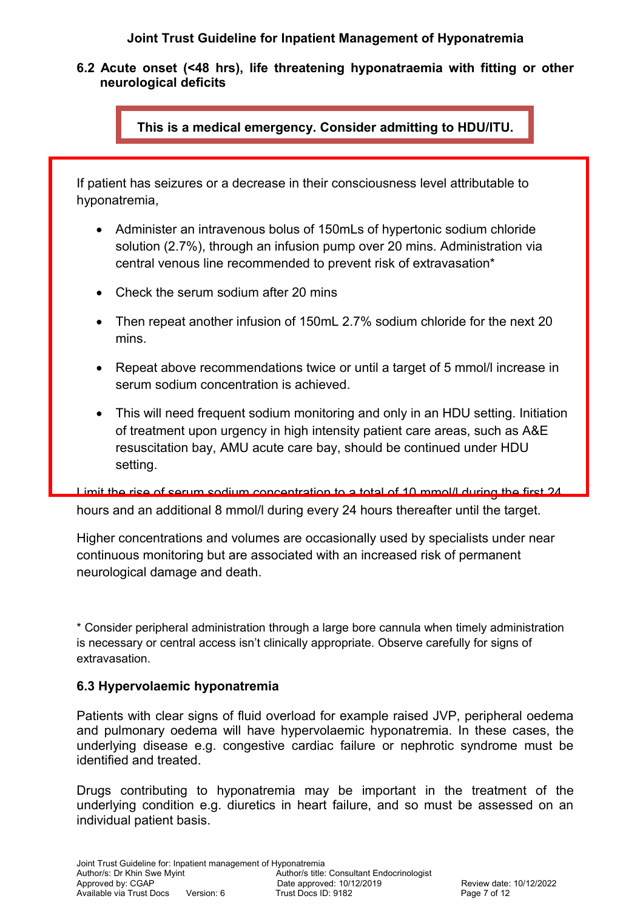### 6.2 Acute onset (<48 hrs), life threatening hyponatraemia with fitting or other neurological deficits

**This is a medical emergency. Consider admitting to HDU/ITU.**

If patient has seizures or a decrease in their consciousness level attributable to hyponatremia,

- Administer an intravenous bolus of 150mLs of hypertonic sodium chloride solution (2.7%), through an infusion pump over 20 mins. Administration via central venous line recommended to prevent risk of extravasation*
- Check the serum sodium after 20 mins
- Then repeat another infusion of 150mL 2.7% sodium chloride for the next 20 mins.
- Repeat above recommendations twice or until a target of 5 mmol/l increase in serum sodium concentration is achieved.
- This will need frequent sodium monitoring and only in an HDU setting. Initiation of treatment upon urgency in high intensity patient care areas, such as A&E resuscitation bay, AMU acute care bay, should be continued under HDU setting.

Limit the rise of serum sodium concentration to a total of 10 mmol/l during the first 24 hours and an additional 8 mmol/l during every 24 hours thereafter until the target.

Higher concentrations and volumes are occasionally used by specialists under near continuous monitoring but are associated with an increased risk of permanent neurological damage and death.

\* Consider peripheral administration through a large bore cannula when timely administration is necessary or central access isn't clinically appropriate. Observe carefully for signs of extravasation.

### 6.3 Hypervolaemic hyponatremia

Patients with clear signs of fluid overload for example raised JVP, peripheral oedema and pulmonary oedema will have hypervolaemic hyponatremia. In these cases, the underlying disease e.g. congestive cardiac failure or nephrotic syndrome must be identified and treated.

Drugs contributing to hyponatremia may be important in the treatment of the underlying condition e.g. diuretics in heart failure, and so must be assessed on an individual patient basis.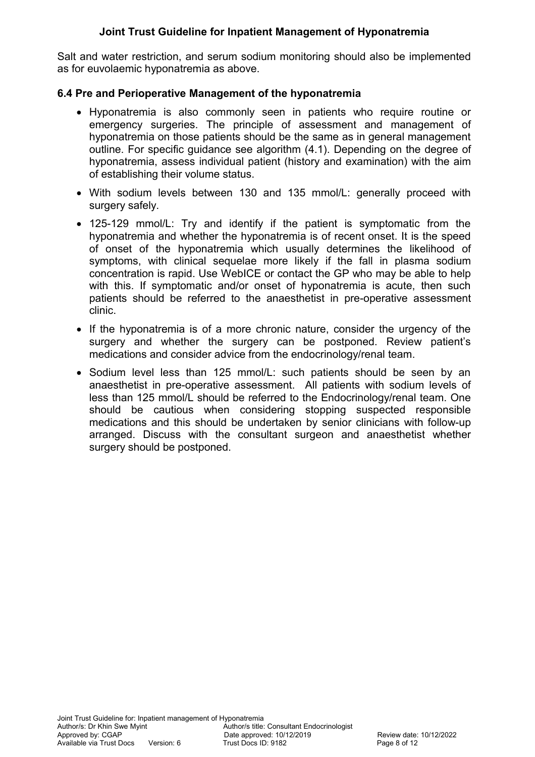Salt and water restriction, and serum sodium monitoring should also be implemented as for euvolaemic hyponatremia as above.

### 6.4 Pre and Perioperative Management of the hyponatremia

- Hyponatremia is also commonly seen in patients who require routine or emergency surgeries. The principle of assessment and management of hyponatremia on those patients should be the same as in general management outline. For specific guidance see algorithm (4.1). Depending on the degree of hyponatremia, assess individual patient (history and examination) with the aim of establishing their volume status.
- With sodium levels between 130 and 135 mmol/L: generally proceed with surgery safely.
- 125-129 mmol/L: Try and identify if the patient is symptomatic from the hyponatremia and whether the hyponatremia is of recent onset. It is the speed of onset of the hyponatremia which usually determines the likelihood of symptoms, with clinical sequelae more likely if the fall in plasma sodium concentration is rapid. Use WebICE or contact the GP who may be able to help with this. If symptomatic and/or onset of hyponatremia is acute, then such patients should be referred to the anaesthetist in pre-operative assessment clinic.
- If the hyponatremia is of a more chronic nature, consider the urgency of the surgery and whether the surgery can be postponed. Review patient's medications and consider advice from the endocrinology/renal team.
- Sodium level less than 125 mmol/L: such patients should be seen by an anaesthetist in pre-operative assessment. All patients with sodium levels of less than 125 mmol/L should be referred to the Endocrinology/renal team. One should be cautious when considering stopping suspected responsible medications and this should be undertaken by senior clinicians with follow-up arranged. Discuss with the consultant surgeon and anaesthetist whether surgery should be postponed.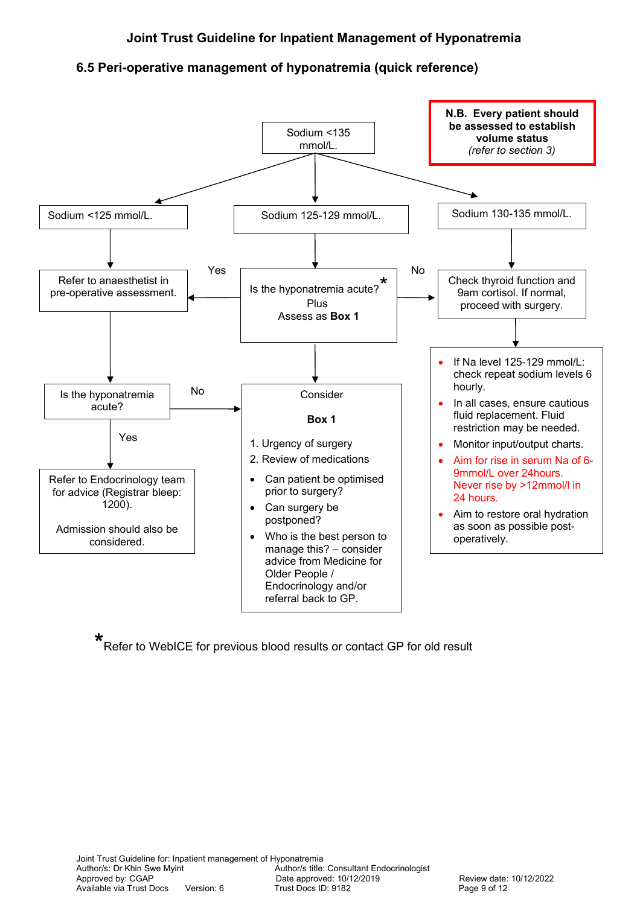## Joint Trust Guideline for Inpatient Management of Hyponatremia

### 6.5 Peri-operative management of hyponatremia (quick reference)

**N.B. Every patient should be assessed to establish volume status**
*(refer to section 3)*

**Sodium <135 mmol/L.**

- **Sodium <125 mmol/L.**
  - Refer to anaesthetist in pre-operative assessment.
  - Is the hyponatremia acute?
    - Yes → Refer to Endocrinology team for advice (Registrar bleep: 1200). Admission should also be considered.
    - No → Consider Box 1

- **Sodium 125-129 mmol/L.**
  - Is the hyponatremia acute?* Plus Assess as **Box 1**
    - Yes → Refer to anaesthetist in pre-operative assessment.
    - No → Check thyroid function and 9am cortisol. If normal, proceed with surgery.
  - Consider Box 1

- **Sodium 130-135 mmol/L.**
  - Check thyroid function and 9am cortisol. If normal, proceed with surgery.
    - If Na level 125-129 mmol/L: check repeat sodium levels 6 hourly.
    - In all cases, ensure cautious fluid replacement. Fluid restriction may be needed.
    - Monitor input/output charts.
    - Aim for rise in serum Na of 6-9mmol/L over 24hours. Never rise by >12mmol/l in 24 hours.
    - Aim to restore oral hydration as soon as possible post-operatively.

**Consider Box 1**

1. Urgency of surgery
2. Review of medications

- Can patient be optimised prior to surgery?
- Can surgery be postponed?
- Who is the best person to manage this? – consider advice from Medicine for Older People / Endocrinology and/or referral back to GP.

*Refer to WebICE for previous blood results or contact GP for old result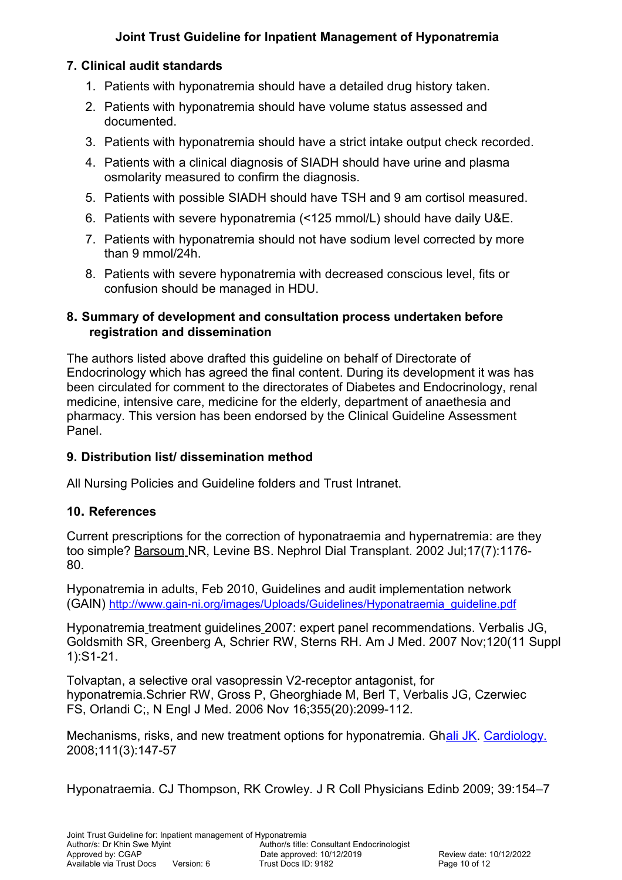## 7. Clinical audit standards

1. Patients with hyponatremia should have a detailed drug history taken.
2. Patients with hyponatremia should have volume status assessed and documented.
3. Patients with hyponatremia should have a strict intake output check recorded.
4. Patients with a clinical diagnosis of SIADH should have urine and plasma osmolarity measured to confirm the diagnosis.
5. Patients with possible SIADH should have TSH and 9 am cortisol measured.
6. Patients with severe hyponatremia (<125 mmol/L) should have daily U&E.
7. Patients with hyponatremia should not have sodium level corrected by more than 9 mmol/24h.
8. Patients with severe hyponatremia with decreased conscious level, fits or confusion should be managed in HDU.

## 8. Summary of development and consultation process undertaken before registration and dissemination

The authors listed above drafted this guideline on behalf of Directorate of Endocrinology which has agreed the final content. During its development it was has been circulated for comment to the directorates of Diabetes and Endocrinology, renal medicine, intensive care, medicine for the elderly, department of anaethesia and pharmacy. This version has been endorsed by the Clinical Guideline Assessment Panel.

## 9. Distribution list/ dissemination method

All Nursing Policies and Guideline folders and Trust Intranet.

## 10. References

Current prescriptions for the correction of hyponatraemia and hypernatremia: are they too simple? Barsoum NR, Levine BS. Nephrol Dial Transplant. 2002 Jul;17(7):1176-80.

Hyponatremia in adults, Feb 2010, Guidelines and audit implementation network (GAIN) http://www.gain-ni.org/images/Uploads/Guidelines/Hyponatraemia_guideline.pdf

Hyponatremia treatment guidelines 2007: expert panel recommendations. Verbalis JG, Goldsmith SR, Greenberg A, Schrier RW, Sterns RH. Am J Med. 2007 Nov;120(11 Suppl 1):S1-21.

Tolvaptan, a selective oral vasopressin V2-receptor antagonist, for hyponatremia.Schrier RW, Gross P, Gheorghiade M, Berl T, Verbalis JG, Czerwiec FS, Orlandi C;, N Engl J Med. 2006 Nov 16;355(20):2099-112.

Mechanisms, risks, and new treatment options for hyponatremia. Ghali JK. Cardiology. 2008;111(3):147-57

Hyponatraemia. CJ Thompson, RK Crowley. J R Coll Physicians Edinb 2009; 39:154–7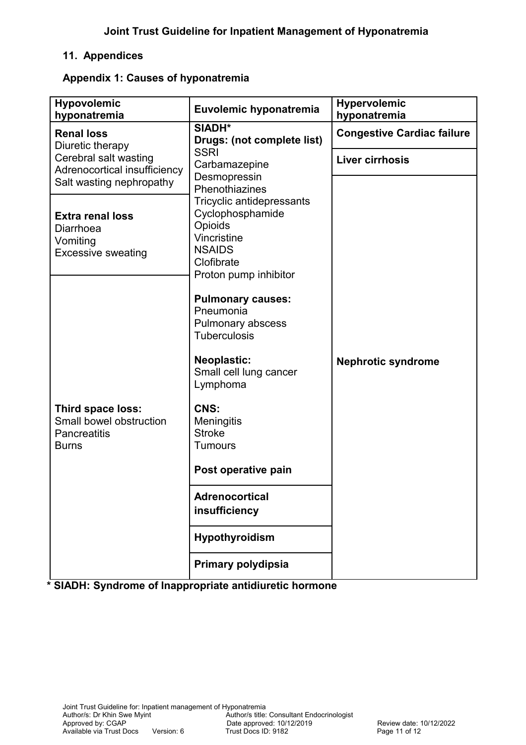## 11. Appendices

### Appendix 1: Causes of hyponatremia

| Hypovolemic hyponatremia | Euvolemic hyponatremia | Hypervolemic hyponatremia |
|---|---|---|
| **Renal loss**<br>Diuretic therapy<br>Cerebral salt wasting<br>Adrenocortical insufficiency<br>Salt wasting nephropathy | **SIADH***<br>**Drugs: (not complete list)**<br>SSRI<br>Carbamazepine<br>Desmopressin<br>Phenothiazines<br>Tricyclic antidepressants<br>Cyclophosphamide<br>Opioids<br>Vincristine<br>NSAIDS<br>Clofibrate<br>Proton pump inhibitor<br><br>**Pulmonary causes:**<br>Pneumonia<br>Pulmonary abscess<br>Tuberculosis<br><br>**Neoplastic:**<br>Small cell lung cancer<br>Lymphoma<br><br>**CNS:**<br>Meningitis<br>Stroke<br>Tumours<br><br>**Post operative pain** | **Congestive Cardiac failure** |
| **Extra renal loss**<br>Diarrhoea<br>Vomiting<br>Excessive sweating | | **Liver cirrhosis** |
| **Third space loss:**<br>Small bowel obstruction<br>Pancreatitis<br>Burns | | **Nephrotic syndrome** |
| | **Adrenocortical insufficiency** | |
| | **Hypothyroidism** | |
| | **Primary polydipsia** | |

**\* SIADH: Syndrome of Inappropriate antidiuretic hormone**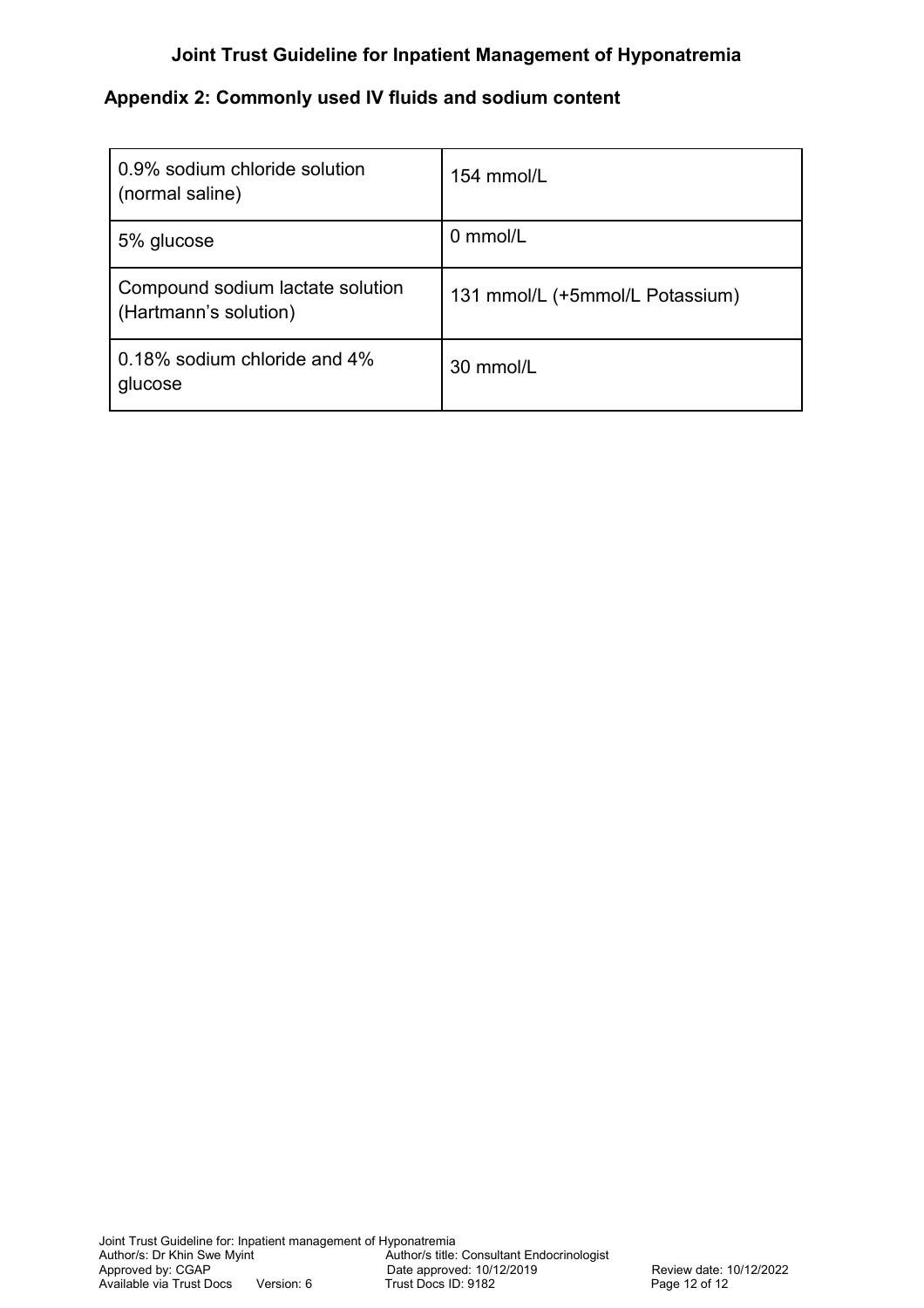## Appendix 2: Commonly used IV fluids and sodium content

| | |
|---|---|
| 0.9% sodium chloride solution (normal saline) | 154 mmol/L |
| 5% glucose | 0 mmol/L |
| Compound sodium lactate solution (Hartmann's solution) | 131 mmol/L (+5mmol/L Potassium) |
| 0.18% sodium chloride and 4% glucose | 30 mmol/L |